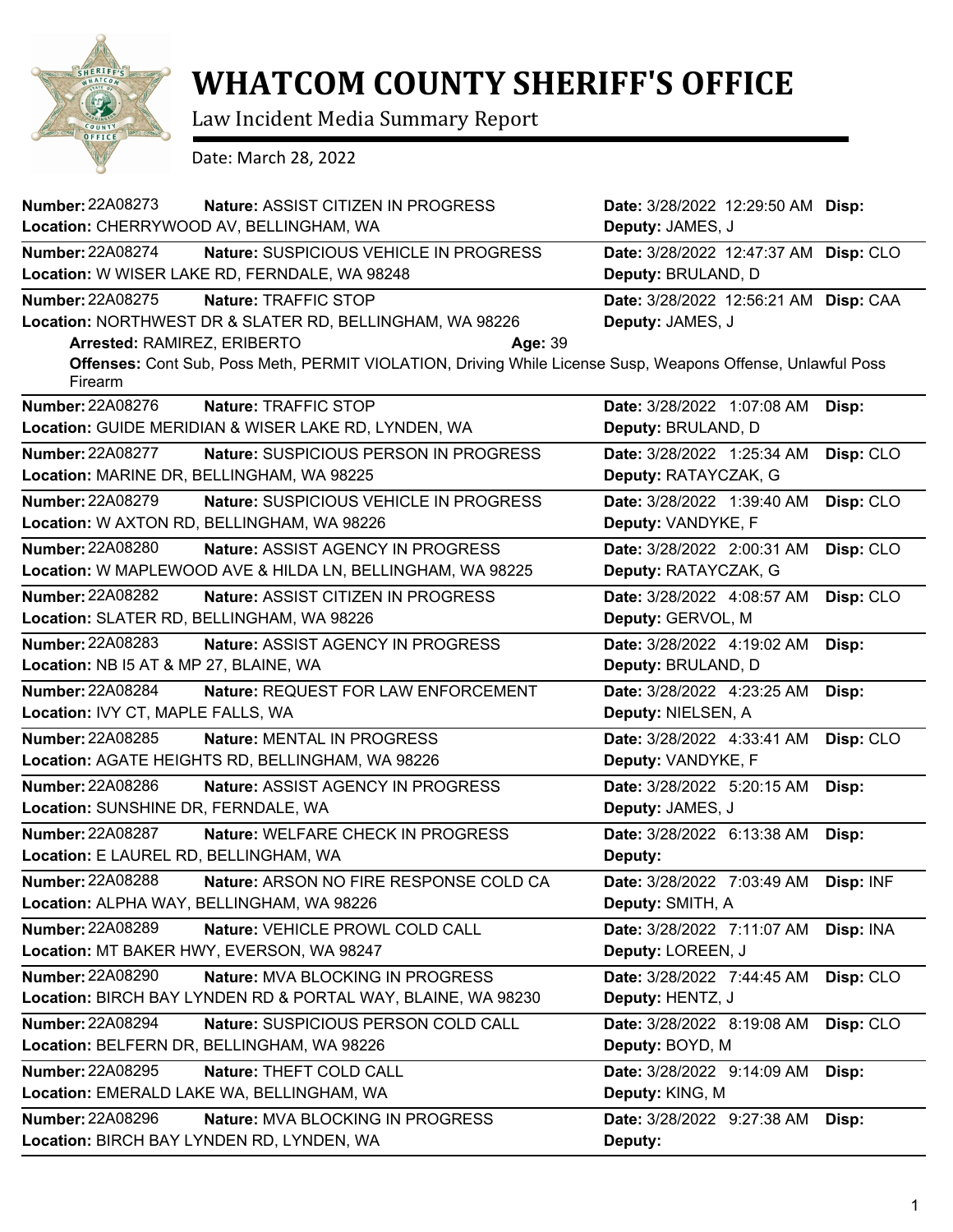# WHATCOM COUNTY SHERIFF'S OFFICE

Law Incident Media Summary Report

Date: March 28, 2022

**Number:** 22A08273 **Nature:** ASSIST CITIZEN IN PROGRESS **Date:** 3/28/2022 12:29:50 AM **Disp:**
**Location:** CHERRYWOOD AV, BELLINGHAM, WA **Deputy:** JAMES, J

**Number:** 22A08274 **Nature:** SUSPICIOUS VEHICLE IN PROGRESS **Date:** 3/28/2022 12:47:37 AM **Disp:** CLO
**Location:** W WISER LAKE RD, FERNDALE, WA 98248 **Deputy:** BRULAND, D

**Number:** 22A08275 **Nature:** TRAFFIC STOP **Date:** 3/28/2022 12:56:21 AM **Disp:** CAA
**Location:** NORTHWEST DR & SLATER RD, BELLINGHAM, WA 98226 **Deputy:** JAMES, J
**Arrested:** RAMIREZ, ERIBERTO **Age:** 39
**Offenses:** Cont Sub, Poss Meth, PERMIT VIOLATION, Driving While License Susp, Weapons Offense, Unlawful Poss Firearm

**Number:** 22A08276 **Nature:** TRAFFIC STOP **Date:** 3/28/2022 1:07:08 AM **Disp:**
**Location:** GUIDE MERIDIAN & WISER LAKE RD, LYNDEN, WA **Deputy:** BRULAND, D

**Number:** 22A08277 **Nature:** SUSPICIOUS PERSON IN PROGRESS **Date:** 3/28/2022 1:25:34 AM **Disp:** CLO
**Location:** MARINE DR, BELLINGHAM, WA 98225 **Deputy:** RATAYCZAK, G

**Number:** 22A08279 **Nature:** SUSPICIOUS VEHICLE IN PROGRESS **Date:** 3/28/2022 1:39:40 AM **Disp:** CLO
**Location:** W AXTON RD, BELLINGHAM, WA 98226 **Deputy:** VANDYKE, F

**Number:** 22A08280 **Nature:** ASSIST AGENCY IN PROGRESS **Date:** 3/28/2022 2:00:31 AM **Disp:** CLO
**Location:** W MAPLEWOOD AVE & HILDA LN, BELLINGHAM, WA 98225 **Deputy:** RATAYCZAK, G

**Number:** 22A08282 **Nature:** ASSIST CITIZEN IN PROGRESS **Date:** 3/28/2022 4:08:57 AM **Disp:** CLO
**Location:** SLATER RD, BELLINGHAM, WA 98226 **Deputy:** GERVOL, M

**Number:** 22A08283 **Nature:** ASSIST AGENCY IN PROGRESS **Date:** 3/28/2022 4:19:02 AM **Disp:**
**Location:** NB I5 AT & MP 27, BLAINE, WA **Deputy:** BRULAND, D

**Number:** 22A08284 **Nature:** REQUEST FOR LAW ENFORCEMENT **Date:** 3/28/2022 4:23:25 AM **Disp:**
**Location:** IVY CT, MAPLE FALLS, WA **Deputy:** NIELSEN, A

**Number:** 22A08285 **Nature:** MENTAL IN PROGRESS **Date:** 3/28/2022 4:33:41 AM **Disp:** CLO
**Location:** AGATE HEIGHTS RD, BELLINGHAM, WA 98226 **Deputy:** VANDYKE, F

**Number:** 22A08286 **Nature:** ASSIST AGENCY IN PROGRESS **Date:** 3/28/2022 5:20:15 AM **Disp:**
**Location:** SUNSHINE DR, FERNDALE, WA **Deputy:** JAMES, J

**Number:** 22A08287 **Nature:** WELFARE CHECK IN PROGRESS **Date:** 3/28/2022 6:13:38 AM **Disp:**
**Location:** E LAUREL RD, BELLINGHAM, WA **Deputy:**

**Number:** 22A08288 **Nature:** ARSON NO FIRE RESPONSE COLD CA **Date:** 3/28/2022 7:03:49 AM **Disp:** INF
**Location:** ALPHA WAY, BELLINGHAM, WA 98226 **Deputy:** SMITH, A

**Number:** 22A08289 **Nature:** VEHICLE PROWL COLD CALL **Date:** 3/28/2022 7:11:07 AM **Disp:** INA
**Location:** MT BAKER HWY, EVERSON, WA 98247 **Deputy:** LOREEN, J

**Number:** 22A08290 **Nature:** MVA BLOCKING IN PROGRESS **Date:** 3/28/2022 7:44:45 AM **Disp:** CLO
**Location:** BIRCH BAY LYNDEN RD & PORTAL WAY, BLAINE, WA 98230 **Deputy:** HENTZ, J

**Number:** 22A08294 **Nature:** SUSPICIOUS PERSON COLD CALL **Date:** 3/28/2022 8:19:08 AM **Disp:** CLO
**Location:** BELFERN DR, BELLINGHAM, WA 98226 **Deputy:** BOYD, M

**Number:** 22A08295 **Nature:** THEFT COLD CALL **Date:** 3/28/2022 9:14:09 AM **Disp:**
**Location:** EMERALD LAKE WA, BELLINGHAM, WA **Deputy:** KING, M

**Number:** 22A08296 **Nature:** MVA BLOCKING IN PROGRESS **Date:** 3/28/2022 9:27:38 AM **Disp:**
**Location:** BIRCH BAY LYNDEN RD, LYNDEN, WA **Deputy:**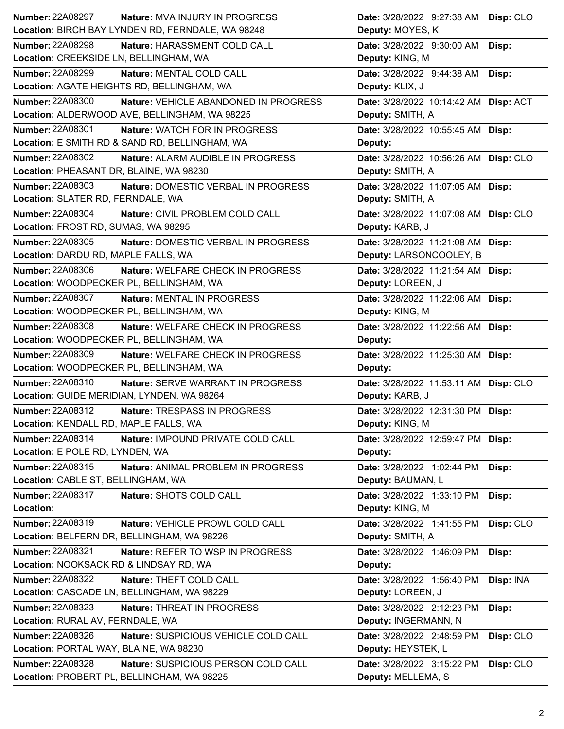| Number | Nature | Location | Date | Deputy | Disp |
|---|---|---|---|---|---|
| 22A08297 | MVA INJURY IN PROGRESS | BIRCH BAY LYNDEN RD, FERNDALE, WA 98248 | 3/28/2022 9:27:38 AM | MOYES, K | CLO |
| 22A08298 | HARASSMENT COLD CALL | CREEKSIDE LN, BELLINGHAM, WA | 3/28/2022 9:30:00 AM | KING, M | |
| 22A08299 | MENTAL COLD CALL | AGATE HEIGHTS RD, BELLINGHAM, WA | 3/28/2022 9:44:38 AM | KLIX, J | |
| 22A08300 | VEHICLE ABANDONED IN PROGRESS | ALDERWOOD AVE, BELLINGHAM, WA 98225 | 3/28/2022 10:14:42 AM | SMITH, A | ACT |
| 22A08301 | WATCH FOR IN PROGRESS | E SMITH RD & SAND RD, BELLINGHAM, WA | 3/28/2022 10:55:45 AM | | |
| 22A08302 | ALARM AUDIBLE IN PROGRESS | PHEASANT DR, BLAINE, WA 98230 | 3/28/2022 10:56:26 AM | SMITH, A | CLO |
| 22A08303 | DOMESTIC VERBAL IN PROGRESS | SLATER RD, FERNDALE, WA | 3/28/2022 11:07:05 AM | SMITH, A | |
| 22A08304 | CIVIL PROBLEM COLD CALL | FROST RD, SUMAS, WA 98295 | 3/28/2022 11:07:08 AM | KARB, J | CLO |
| 22A08305 | DOMESTIC VERBAL IN PROGRESS | DARDU RD, MAPLE FALLS, WA | 3/28/2022 11:21:08 AM | LARSONCOOLEY, B | |
| 22A08306 | WELFARE CHECK IN PROGRESS | WOODPECKER PL, BELLINGHAM, WA | 3/28/2022 11:21:54 AM | LOREEN, J | |
| 22A08307 | MENTAL IN PROGRESS | WOODPECKER PL, BELLINGHAM, WA | 3/28/2022 11:22:06 AM | KING, M | |
| 22A08308 | WELFARE CHECK IN PROGRESS | WOODPECKER PL, BELLINGHAM, WA | 3/28/2022 11:22:56 AM | | |
| 22A08309 | WELFARE CHECK IN PROGRESS | WOODPECKER PL, BELLINGHAM, WA | 3/28/2022 11:25:30 AM | | |
| 22A08310 | SERVE WARRANT IN PROGRESS | GUIDE MERIDIAN, LYNDEN, WA 98264 | 3/28/2022 11:53:11 AM | KARB, J | CLO |
| 22A08312 | TRESPASS IN PROGRESS | KENDALL RD, MAPLE FALLS, WA | 3/28/2022 12:31:30 PM | KING, M | |
| 22A08314 | IMPOUND PRIVATE COLD CALL | E POLE RD, LYNDEN, WA | 3/28/2022 12:59:47 PM | | |
| 22A08315 | ANIMAL PROBLEM IN PROGRESS | CABLE ST, BELLINGHAM, WA | 3/28/2022 1:02:44 PM | BAUMAN, L | |
| 22A08317 | SHOTS COLD CALL | | 3/28/2022 1:33:10 PM | KING, M | |
| 22A08319 | VEHICLE PROWL COLD CALL | BELFERN DR, BELLINGHAM, WA 98226 | 3/28/2022 1:41:55 PM | SMITH, A | CLO |
| 22A08321 | REFER TO WSP IN PROGRESS | NOOKSACK RD & LINDSAY RD, WA | 3/28/2022 1:46:09 PM | | |
| 22A08322 | THEFT COLD CALL | CASCADE LN, BELLINGHAM, WA 98229 | 3/28/2022 1:56:40 PM | LOREEN, J | INA |
| 22A08323 | THREAT IN PROGRESS | RURAL AV, FERNDALE, WA | 3/28/2022 2:12:23 PM | INGERMANN, N | |
| 22A08326 | SUSPICIOUS VEHICLE COLD CALL | PORTAL WAY, BLAINE, WA 98230 | 3/28/2022 2:48:59 PM | HEYSTEK, L | CLO |
| 22A08328 | SUSPICIOUS PERSON COLD CALL | PROBERT PL, BELLINGHAM, WA 98225 | 3/28/2022 3:15:22 PM | MELLEMA, S | CLO |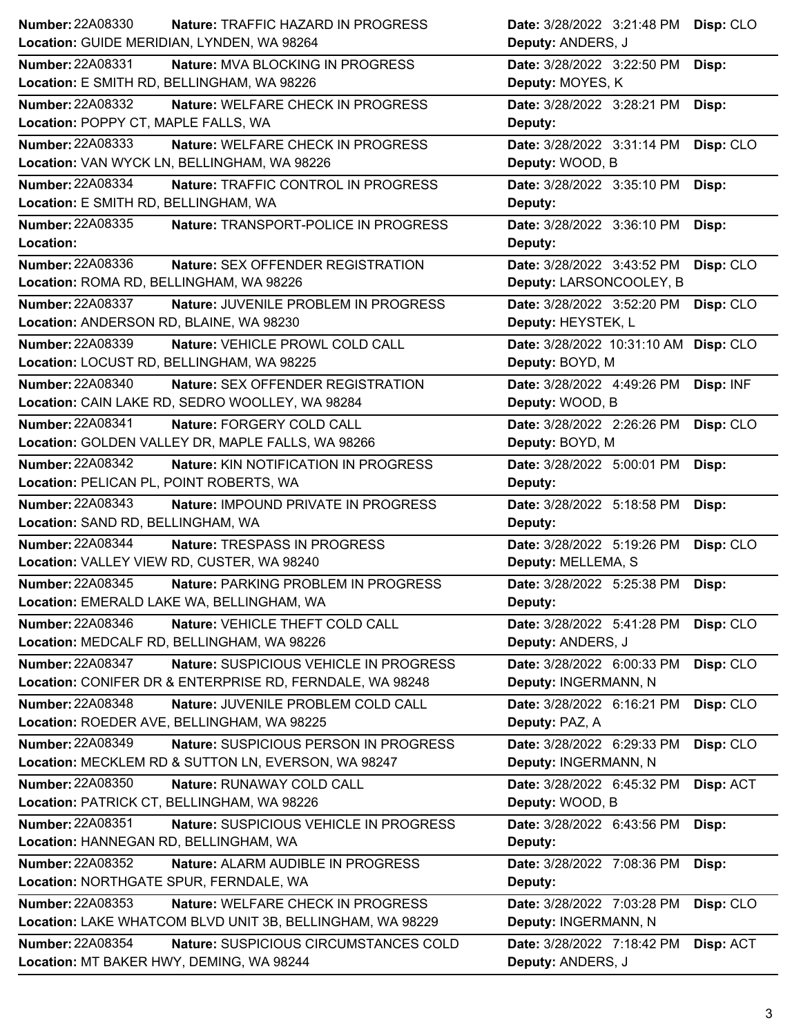| Number | Nature | Date | Disp | Location | Deputy |
|---|---|---|---|---|---|
| 22A08330 | TRAFFIC HAZARD IN PROGRESS | 3/28/2022 3:21:48 PM | CLO | GUIDE MERIDIAN, LYNDEN, WA 98264 | ANDERS, J |
| 22A08331 | MVA BLOCKING IN PROGRESS | 3/28/2022 3:22:50 PM | | E SMITH RD, BELLINGHAM, WA 98226 | MOYES, K |
| 22A08332 | WELFARE CHECK IN PROGRESS | 3/28/2022 3:28:21 PM | | POPPY CT, MAPLE FALLS, WA | |
| 22A08333 | WELFARE CHECK IN PROGRESS | 3/28/2022 3:31:14 PM | CLO | VAN WYCK LN, BELLINGHAM, WA 98226 | WOOD, B |
| 22A08334 | TRAFFIC CONTROL IN PROGRESS | 3/28/2022 3:35:10 PM | | E SMITH RD, BELLINGHAM, WA | |
| 22A08335 | TRANSPORT-POLICE IN PROGRESS | 3/28/2022 3:36:10 PM | | | |
| 22A08336 | SEX OFFENDER REGISTRATION | 3/28/2022 3:43:52 PM | CLO | ROMA RD, BELLINGHAM, WA 98226 | LARSONCOOLEY, B |
| 22A08337 | JUVENILE PROBLEM IN PROGRESS | 3/28/2022 3:52:20 PM | CLO | ANDERSON RD, BLAINE, WA 98230 | HEYSTEK, L |
| 22A08339 | VEHICLE PROWL COLD CALL | 3/28/2022 10:31:10 AM | CLO | LOCUST RD, BELLINGHAM, WA 98225 | BOYD, M |
| 22A08340 | SEX OFFENDER REGISTRATION | 3/28/2022 4:49:26 PM | INF | CAIN LAKE RD, SEDRO WOOLLEY, WA 98284 | WOOD, B |
| 22A08341 | FORGERY COLD CALL | 3/28/2022 2:26:26 PM | CLO | GOLDEN VALLEY DR, MAPLE FALLS, WA 98266 | BOYD, M |
| 22A08342 | KIN NOTIFICATION IN PROGRESS | 3/28/2022 5:00:01 PM | | PELICAN PL, POINT ROBERTS, WA | |
| 22A08343 | IMPOUND PRIVATE IN PROGRESS | 3/28/2022 5:18:58 PM | | SAND RD, BELLINGHAM, WA | |
| 22A08344 | TRESPASS IN PROGRESS | 3/28/2022 5:19:26 PM | CLO | VALLEY VIEW RD, CUSTER, WA 98240 | MELLEMA, S |
| 22A08345 | PARKING PROBLEM IN PROGRESS | 3/28/2022 5:25:38 PM | | EMERALD LAKE WA, BELLINGHAM, WA | |
| 22A08346 | VEHICLE THEFT COLD CALL | 3/28/2022 5:41:28 PM | CLO | MEDCALF RD, BELLINGHAM, WA 98226 | ANDERS, J |
| 22A08347 | SUSPICIOUS VEHICLE IN PROGRESS | 3/28/2022 6:00:33 PM | CLO | CONIFER DR & ENTERPRISE RD, FERNDALE, WA 98248 | INGERMANN, N |
| 22A08348 | JUVENILE PROBLEM COLD CALL | 3/28/2022 6:16:21 PM | CLO | ROEDER AVE, BELLINGHAM, WA 98225 | PAZ, A |
| 22A08349 | SUSPICIOUS PERSON IN PROGRESS | 3/28/2022 6:29:33 PM | CLO | MECKLEM RD & SUTTON LN, EVERSON, WA 98247 | INGERMANN, N |
| 22A08350 | RUNAWAY COLD CALL | 3/28/2022 6:45:32 PM | ACT | PATRICK CT, BELLINGHAM, WA 98226 | WOOD, B |
| 22A08351 | SUSPICIOUS VEHICLE IN PROGRESS | 3/28/2022 6:43:56 PM | | HANNEGAN RD, BELLINGHAM, WA | |
| 22A08352 | ALARM AUDIBLE IN PROGRESS | 3/28/2022 7:08:36 PM | | NORTHGATE SPUR, FERNDALE, WA | |
| 22A08353 | WELFARE CHECK IN PROGRESS | 3/28/2022 7:03:28 PM | CLO | LAKE WHATCOM BLVD UNIT 3B, BELLINGHAM, WA 98229 | INGERMANN, N |
| 22A08354 | SUSPICIOUS CIRCUMSTANCES COLD | 3/28/2022 7:18:42 PM | ACT | MT BAKER HWY, DEMING, WA 98244 | ANDERS, J |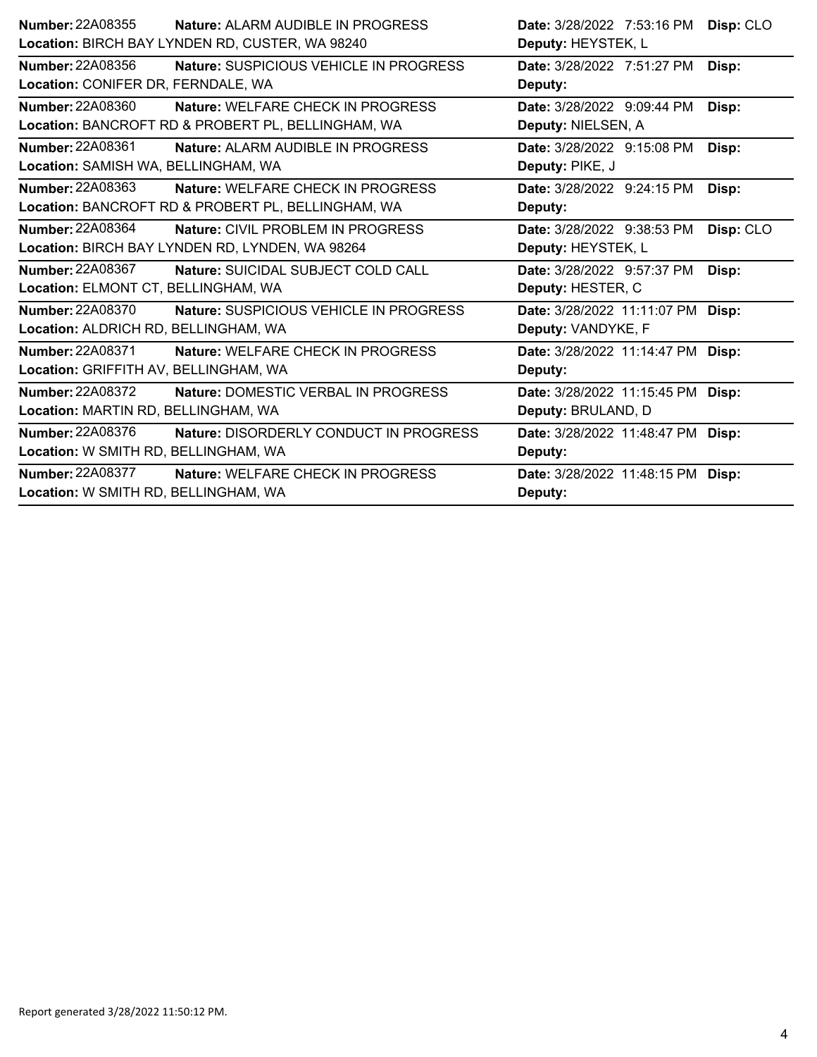**Number:** 22A08355 **Nature:** ALARM AUDIBLE IN PROGRESS **Date:** 3/28/2022 7:53:16 PM **Disp:** CLO
**Location:** BIRCH BAY LYNDEN RD, CUSTER, WA 98240 **Deputy:** HEYSTEK, L

---

**Number:** 22A08356 **Nature:** SUSPICIOUS VEHICLE IN PROGRESS **Date:** 3/28/2022 7:51:27 PM **Disp:**
**Location:** CONIFER DR, FERNDALE, WA **Deputy:**

---

**Number:** 22A08360 **Nature:** WELFARE CHECK IN PROGRESS **Date:** 3/28/2022 9:09:44 PM **Disp:**
**Location:** BANCROFT RD & PROBERT PL, BELLINGHAM, WA **Deputy:** NIELSEN, A

---

**Number:** 22A08361 **Nature:** ALARM AUDIBLE IN PROGRESS **Date:** 3/28/2022 9:15:08 PM **Disp:**
**Location:** SAMISH WA, BELLINGHAM, WA **Deputy:** PIKE, J

---

**Number:** 22A08363 **Nature:** WELFARE CHECK IN PROGRESS **Date:** 3/28/2022 9:24:15 PM **Disp:**
**Location:** BANCROFT RD & PROBERT PL, BELLINGHAM, WA **Deputy:**

---

**Number:** 22A08364 **Nature:** CIVIL PROBLEM IN PROGRESS **Date:** 3/28/2022 9:38:53 PM **Disp:** CLO
**Location:** BIRCH BAY LYNDEN RD, LYNDEN, WA 98264 **Deputy:** HEYSTEK, L

---

**Number:** 22A08367 **Nature:** SUICIDAL SUBJECT COLD CALL **Date:** 3/28/2022 9:57:37 PM **Disp:**
**Location:** ELMONT CT, BELLINGHAM, WA **Deputy:** HESTER, C

---

**Number:** 22A08370 **Nature:** SUSPICIOUS VEHICLE IN PROGRESS **Date:** 3/28/2022 11:11:07 PM **Disp:**
**Location:** ALDRICH RD, BELLINGHAM, WA **Deputy:** VANDYKE, F

---

**Number:** 22A08371 **Nature:** WELFARE CHECK IN PROGRESS **Date:** 3/28/2022 11:14:47 PM **Disp:**
**Location:** GRIFFITH AV, BELLINGHAM, WA **Deputy:**

---

**Number:** 22A08372 **Nature:** DOMESTIC VERBAL IN PROGRESS **Date:** 3/28/2022 11:15:45 PM **Disp:**
**Location:** MARTIN RD, BELLINGHAM, WA **Deputy:** BRULAND, D

---

**Number:** 22A08376 **Nature:** DISORDERLY CONDUCT IN PROGRESS **Date:** 3/28/2022 11:48:47 PM **Disp:**
**Location:** W SMITH RD, BELLINGHAM, WA **Deputy:**

---

**Number:** 22A08377 **Nature:** WELFARE CHECK IN PROGRESS **Date:** 3/28/2022 11:48:15 PM **Disp:**
**Location:** W SMITH RD, BELLINGHAM, WA **Deputy:**

---

Report generated 3/28/2022 11:50:12 PM.